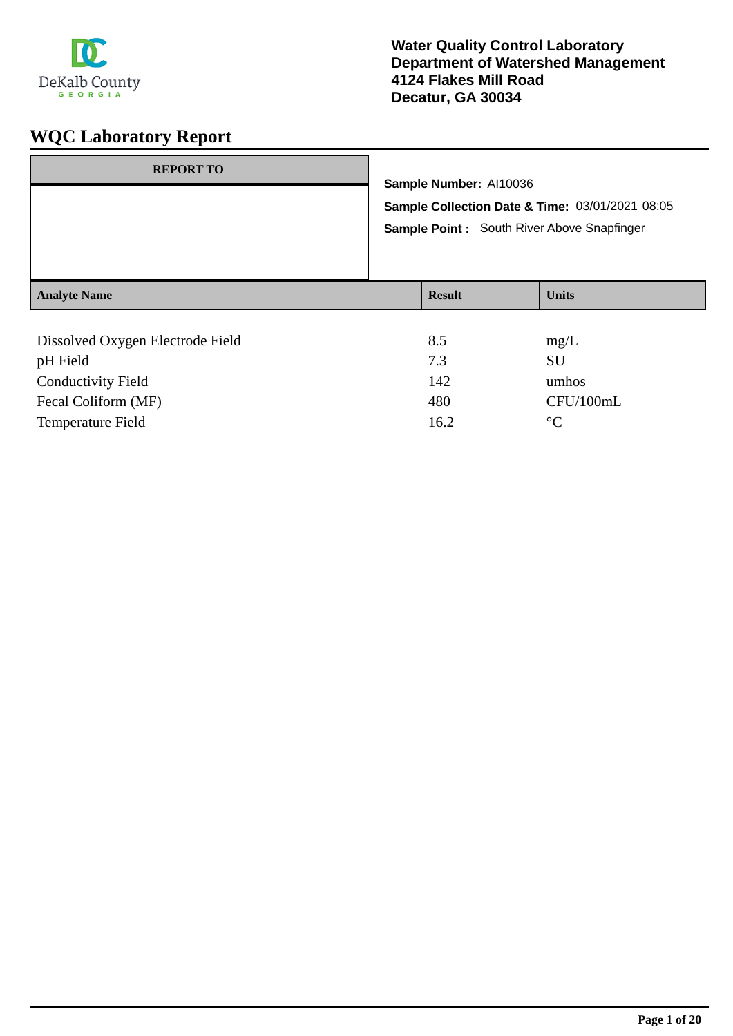DeKalb County
GEORGIA

**Water Quality Control Laboratory**
**Department of Watershed Management**
**4124 Flakes Mill Road**
**Decatur, GA 30034**

# WQC Laboratory Report

| REPORT TO |
|---|
| |

**Sample Number:** AI10036

**Sample Collection Date & Time:** 03/01/2021 08:05

**Sample Point :** South River Above Snapfinger

| Analyte Name | Result | Units |
|---|---|---|
| Dissolved Oxygen Electrode Field | 8.5 | mg/L |
| pH Field | 7.3 | SU |
| Conductivity Field | 142 | umhos |
| Fecal Coliform (MF) | 480 | CFU/100mL |
| Temperature Field | 16.2 | °C |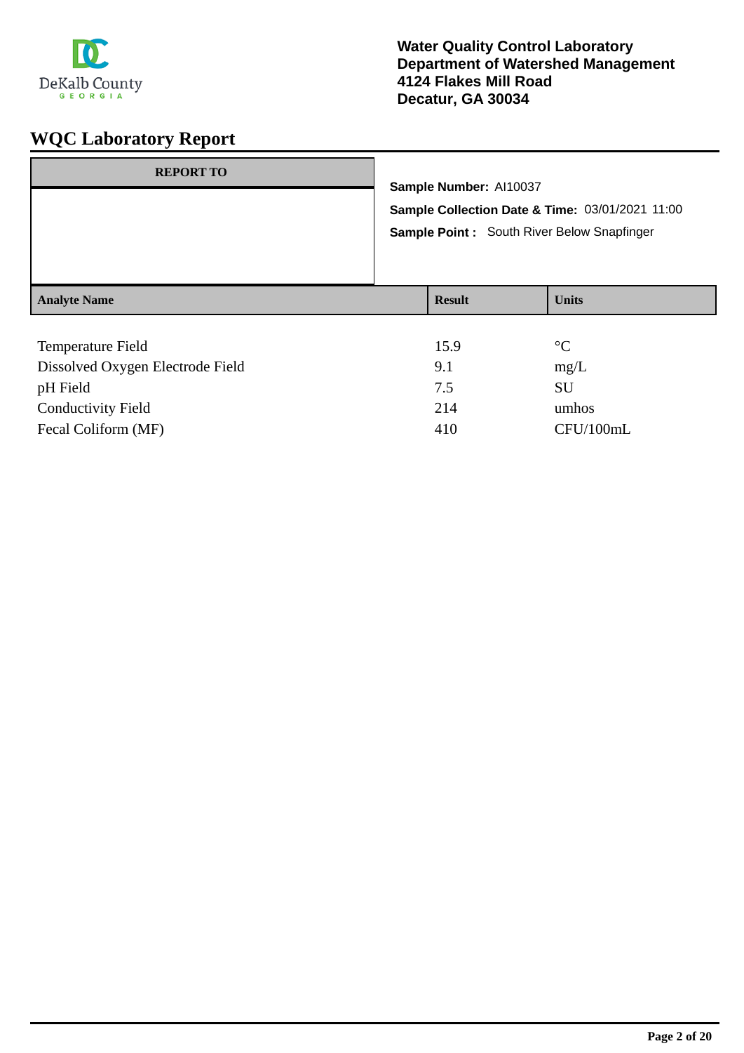**Water Quality Control Laboratory**
**Department of Watershed Management**
**4124 Flakes Mill Road**
**Decatur, GA 30034**

# WQC Laboratory Report

| REPORT TO |
|---|
| |

**Sample Number:** AI10037

**Sample Collection Date & Time:** 03/01/2021 11:00

**Sample Point :** South River Below Snapfinger

| Analyte Name | Result | Units |
|---|---|---|
| Temperature Field | 15.9 | °C |
| Dissolved Oxygen Electrode Field | 9.1 | mg/L |
| pH Field | 7.5 | SU |
| Conductivity Field | 214 | umhos |
| Fecal Coliform (MF) | 410 | CFU/100mL |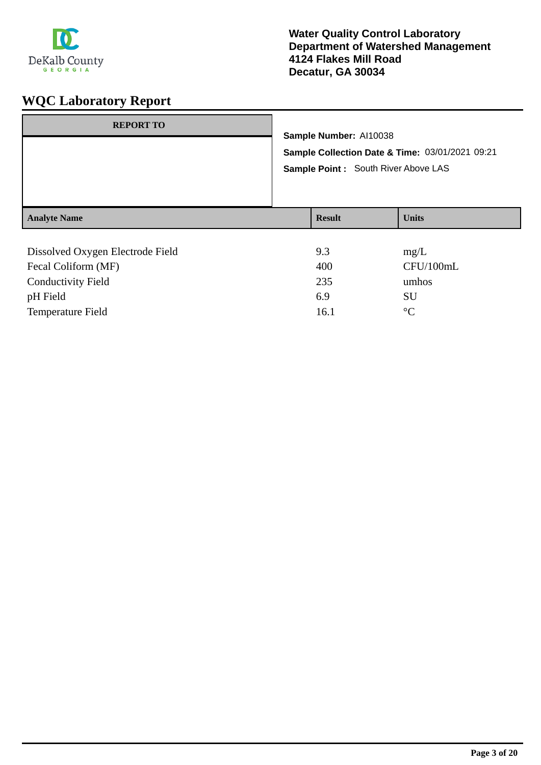DeKalb County
GEORGIA

**Water Quality Control Laboratory**
**Department of Watershed Management**
**4124 Flakes Mill Road**
**Decatur, GA 30034**

# WQC Laboratory Report

| REPORT TO |
|---|
| |

**Sample Number:** AI10038

**Sample Collection Date & Time:** 03/01/2021 09:21

**Sample Point :** South River Above LAS

| Analyte Name | Result | Units |
|---|---|---|
| Dissolved Oxygen Electrode Field | 9.3 | mg/L |
| Fecal Coliform (MF) | 400 | CFU/100mL |
| Conductivity Field | 235 | umhos |
| pH Field | 6.9 | SU |
| Temperature Field | 16.1 | °C |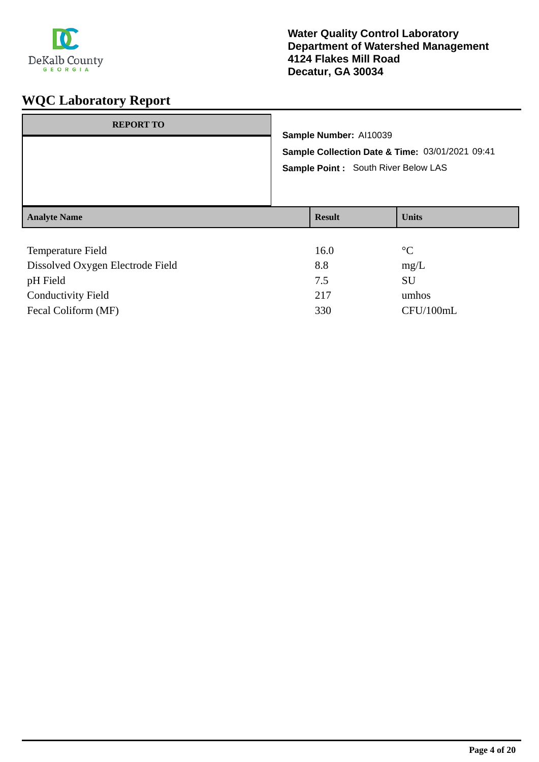**Water Quality Control Laboratory**
**Department of Watershed Management**
**4124 Flakes Mill Road**
**Decatur, GA 30034**

# WQC Laboratory Report

| REPORT TO |
|---|
| |

**Sample Number:** AI10039

**Sample Collection Date & Time:** 03/01/2021 09:41

**Sample Point :** South River Below LAS

| Analyte Name | Result | Units |
|---|---|---|
| Temperature Field | 16.0 | °C |
| Dissolved Oxygen Electrode Field | 8.8 | mg/L |
| pH Field | 7.5 | SU |
| Conductivity Field | 217 | umhos |
| Fecal Coliform (MF) | 330 | CFU/100mL |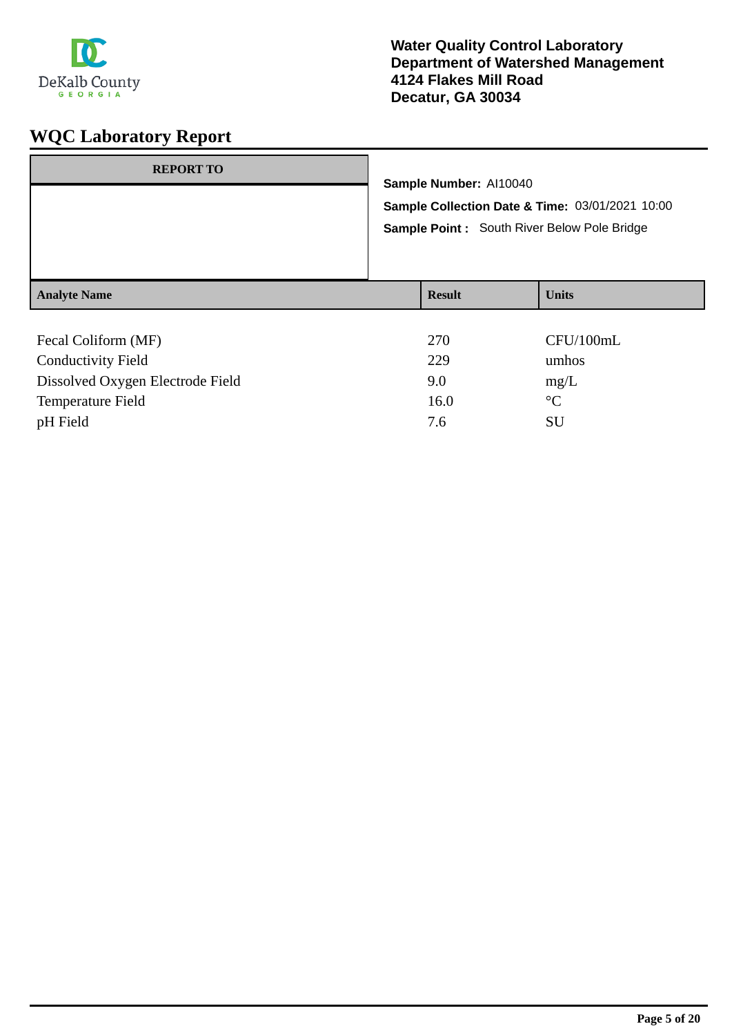DeKalb County GEORGIA

**Water Quality Control Laboratory**
**Department of Watershed Management**
**4124 Flakes Mill Road**
**Decatur, GA 30034**

# WQC Laboratory Report

| REPORT TO |
|---|
| |

**Sample Number:** AI10040

**Sample Collection Date & Time:** 03/01/2021 10:00

**Sample Point :** South River Below Pole Bridge

| Analyte Name | Result | Units |
|---|---|---|
| Fecal Coliform (MF) | 270 | CFU/100mL |
| Conductivity Field | 229 | umhos |
| Dissolved Oxygen Electrode Field | 9.0 | mg/L |
| Temperature Field | 16.0 | °C |
| pH Field | 7.6 | SU |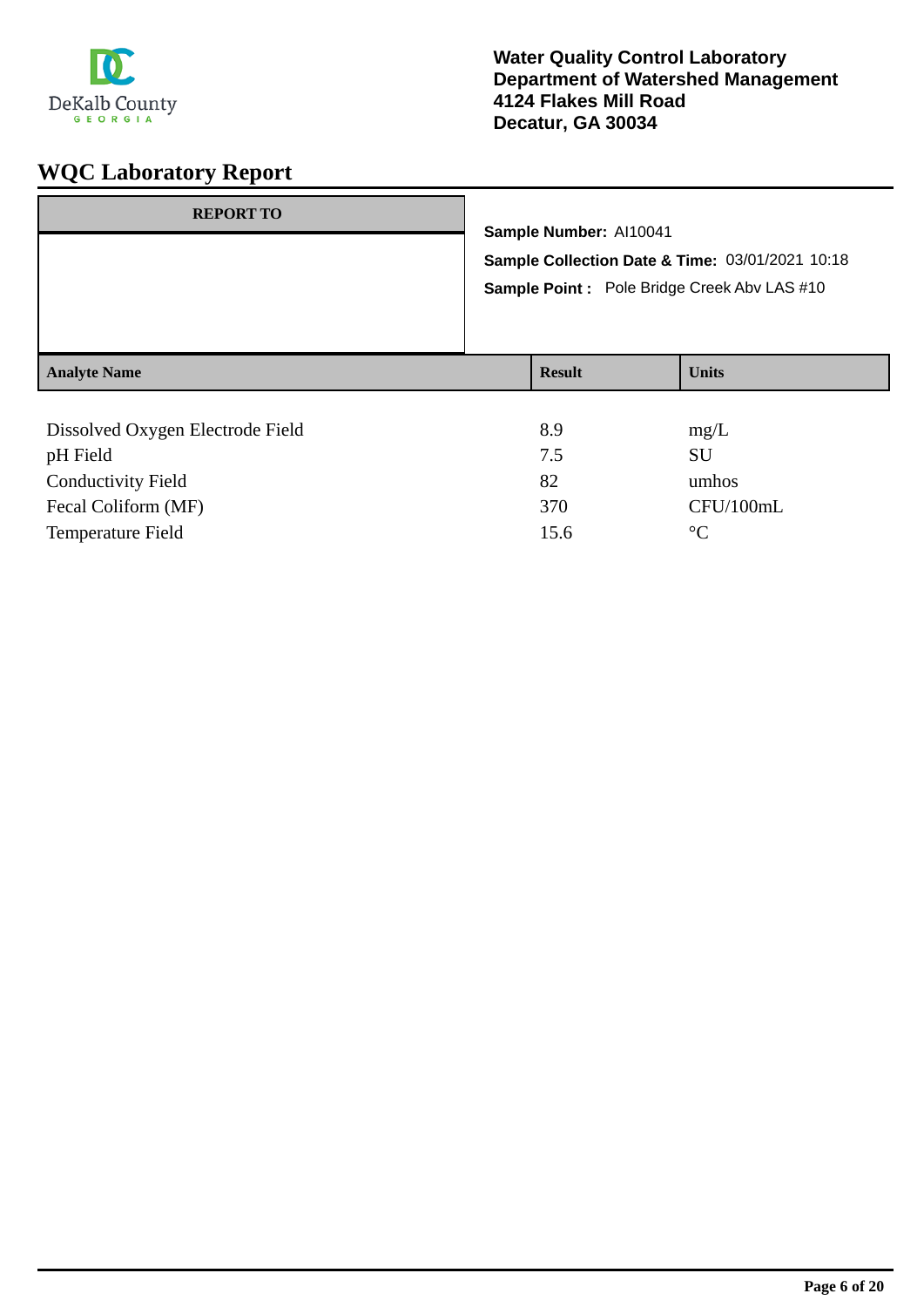DeKalb County GEORGIA

**Water Quality Control Laboratory**
**Department of Watershed Management**
**4124 Flakes Mill Road**
**Decatur, GA 30034**

# WQC Laboratory Report

| REPORT TO |
|---|
| |

**Sample Number:** AI10041

**Sample Collection Date & Time:** 03/01/2021 10:18

**Sample Point :** Pole Bridge Creek Abv LAS #10

| Analyte Name | Result | Units |
|---|---|---|
| Dissolved Oxygen Electrode Field | 8.9 | mg/L |
| pH Field | 7.5 | SU |
| Conductivity Field | 82 | umhos |
| Fecal Coliform (MF) | 370 | CFU/100mL |
| Temperature Field | 15.6 | °C |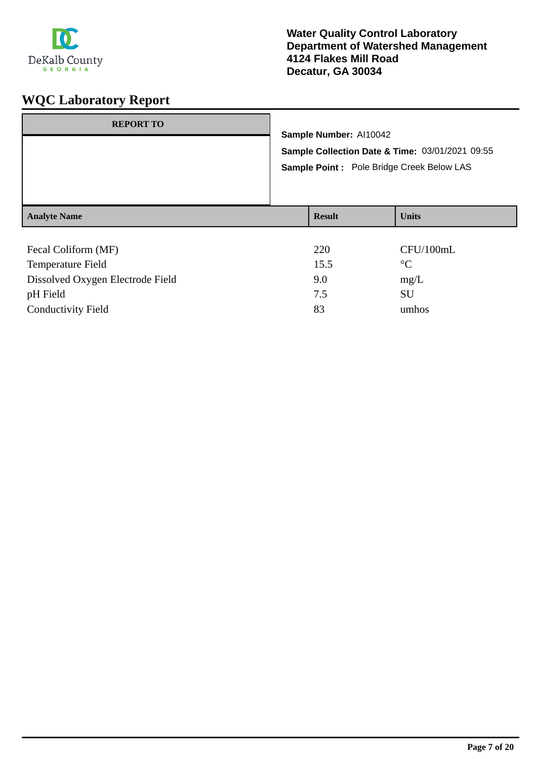DeKalb County
GEORGIA

**Water Quality Control Laboratory**
**Department of Watershed Management**
**4124 Flakes Mill Road**
**Decatur, GA 30034**

# WQC Laboratory Report

| REPORT TO |
| --- |
| |

**Sample Number:** AI10042

**Sample Collection Date & Time:** 03/01/2021 09:55

**Sample Point :** Pole Bridge Creek Below LAS

| Analyte Name | Result | Units |
| --- | --- | --- |
| Fecal Coliform (MF) | 220 | CFU/100mL |
| Temperature Field | 15.5 | °C |
| Dissolved Oxygen Electrode Field | 9.0 | mg/L |
| pH Field | 7.5 | SU |
| Conductivity Field | 83 | umhos |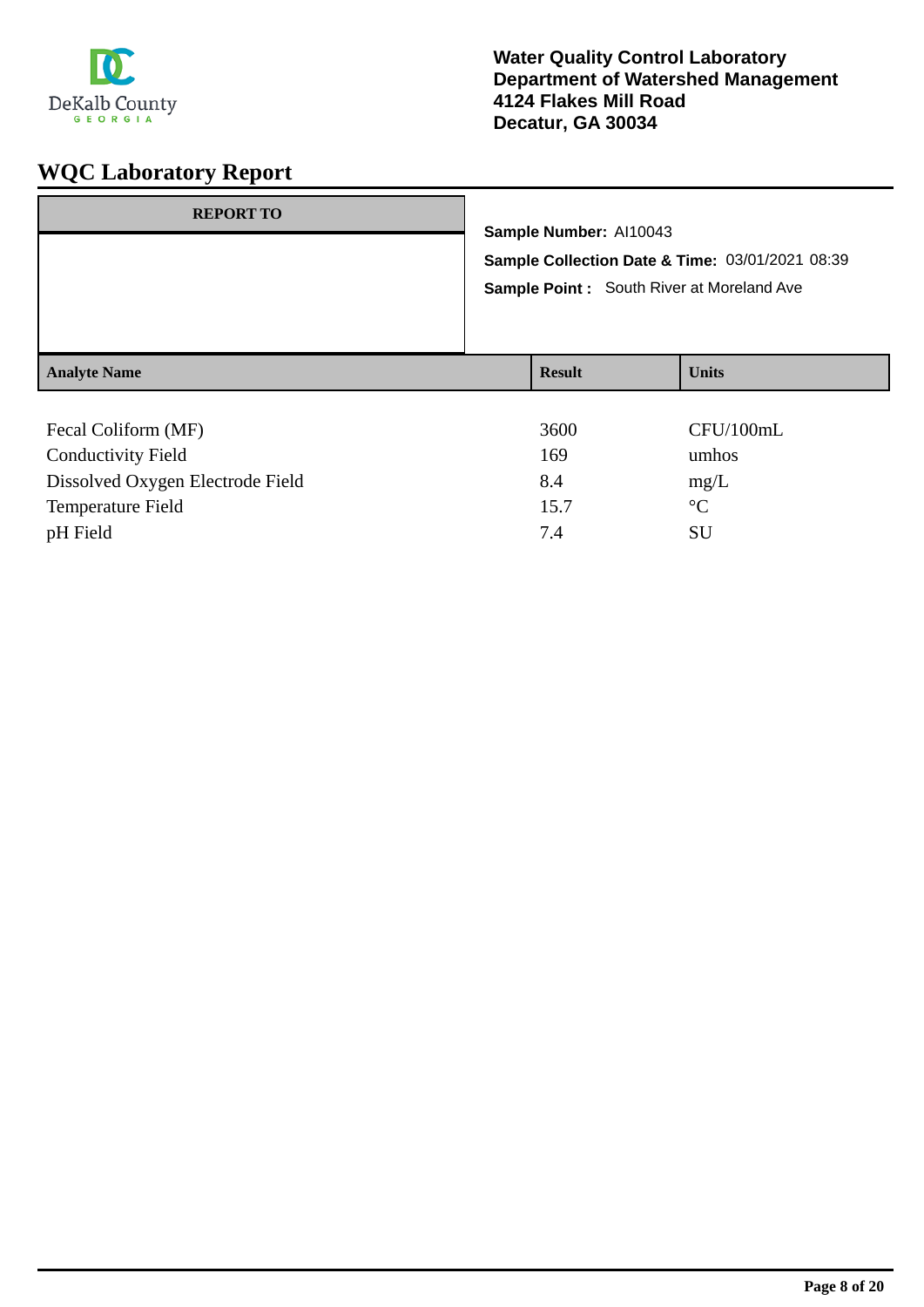**Water Quality Control Laboratory**
**Department of Watershed Management**
**4124 Flakes Mill Road**
**Decatur, GA 30034**

# WQC Laboratory Report

| REPORT TO |
| --- |
| |

**Sample Number:** AI10043

**Sample Collection Date & Time:** 03/01/2021 08:39

**Sample Point :** South River at Moreland Ave

| Analyte Name | Result | Units |
| --- | --- | --- |
| Fecal Coliform (MF) | 3600 | CFU/100mL |
| Conductivity Field | 169 | umhos |
| Dissolved Oxygen Electrode Field | 8.4 | mg/L |
| Temperature Field | 15.7 | °C |
| pH Field | 7.4 | SU |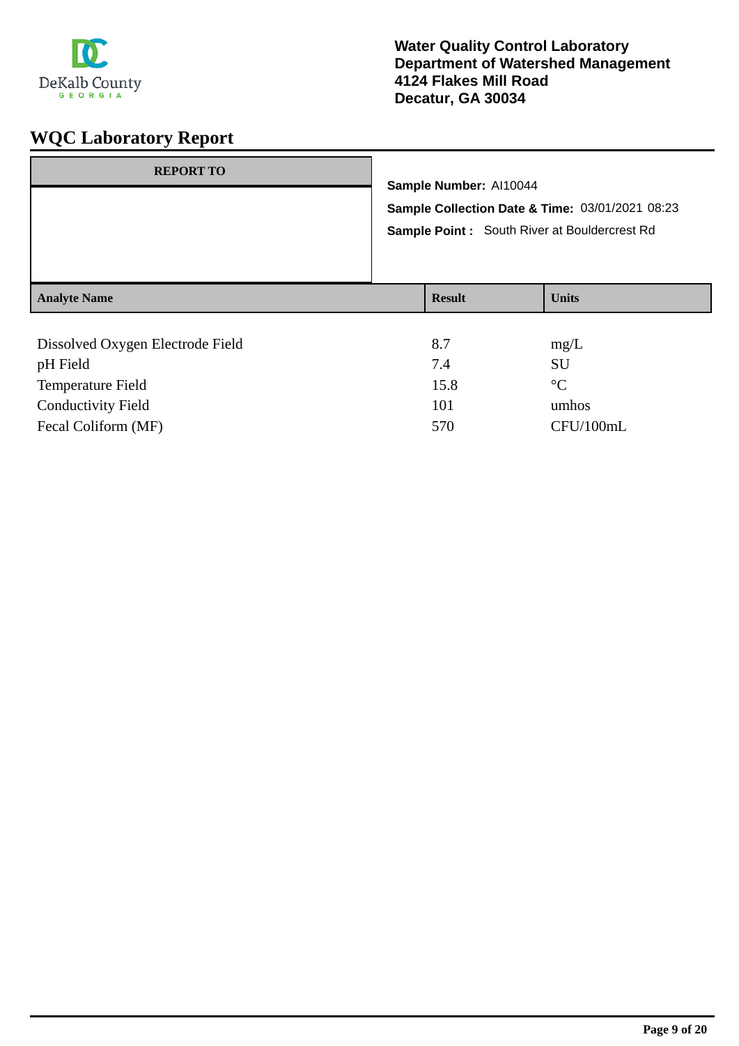DeKalb County
GEORGIA

**Water Quality Control Laboratory**
**Department of Watershed Management**
**4124 Flakes Mill Road**
**Decatur, GA 30034**

# WQC Laboratory Report

| REPORT TO |
|---|
| |

**Sample Number:** AI10044

**Sample Collection Date & Time:** 03/01/2021 08:23

**Sample Point :** South River at Bouldercrest Rd

| Analyte Name | Result | Units |
|---|---|---|
| Dissolved Oxygen Electrode Field | 8.7 | mg/L |
| pH Field | 7.4 | SU |
| Temperature Field | 15.8 | °C |
| Conductivity Field | 101 | umhos |
| Fecal Coliform (MF) | 570 | CFU/100mL |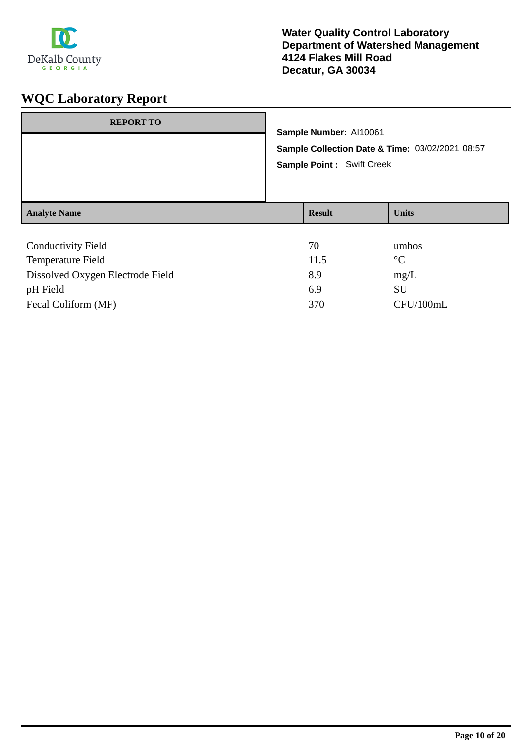DeKalb County
GEORGIA

**Water Quality Control Laboratory**
**Department of Watershed Management**
**4124 Flakes Mill Road**
**Decatur, GA 30034**

# WQC Laboratory Report

| REPORT TO |
| --- |
| |

**Sample Number:** AI10061

**Sample Collection Date & Time:** 03/02/2021 08:57

**Sample Point :** Swift Creek

| Analyte Name | Result | Units |
| --- | --- | --- |
| Conductivity Field | 70 | umhos |
| Temperature Field | 11.5 | °C |
| Dissolved Oxygen Electrode Field | 8.9 | mg/L |
| pH Field | 6.9 | SU |
| Fecal Coliform (MF) | 370 | CFU/100mL |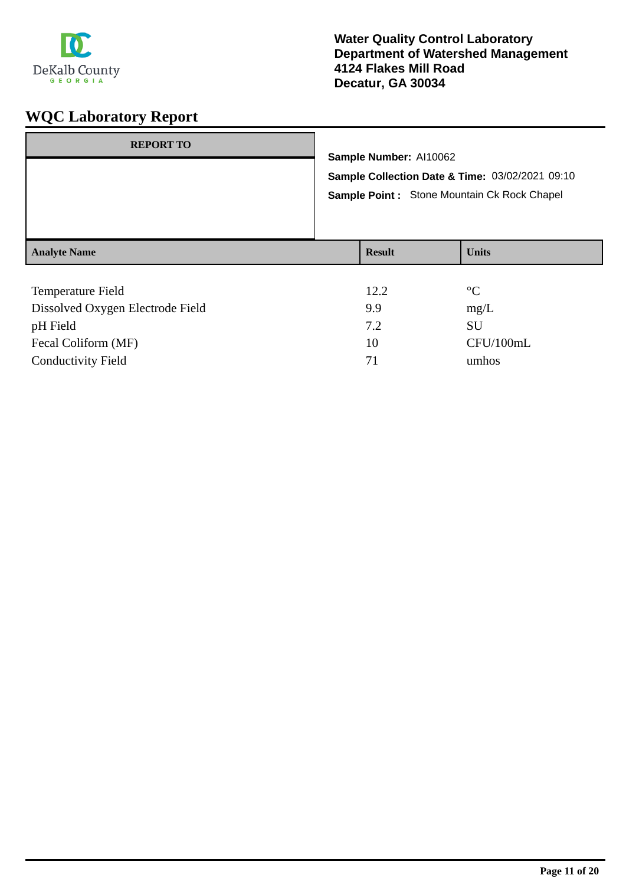**Water Quality Control Laboratory**
**Department of Watershed Management**
**4124 Flakes Mill Road**
**Decatur, GA 30034**

# WQC Laboratory Report

| REPORT TO |
| --- |
| |

**Sample Number:** AI10062

**Sample Collection Date & Time:** 03/02/2021 09:10

**Sample Point :** Stone Mountain Ck Rock Chapel

| Analyte Name | Result | Units |
| --- | --- | --- |
| Temperature Field | 12.2 | °C |
| Dissolved Oxygen Electrode Field | 9.9 | mg/L |
| pH Field | 7.2 | SU |
| Fecal Coliform (MF) | 10 | CFU/100mL |
| Conductivity Field | 71 | umhos |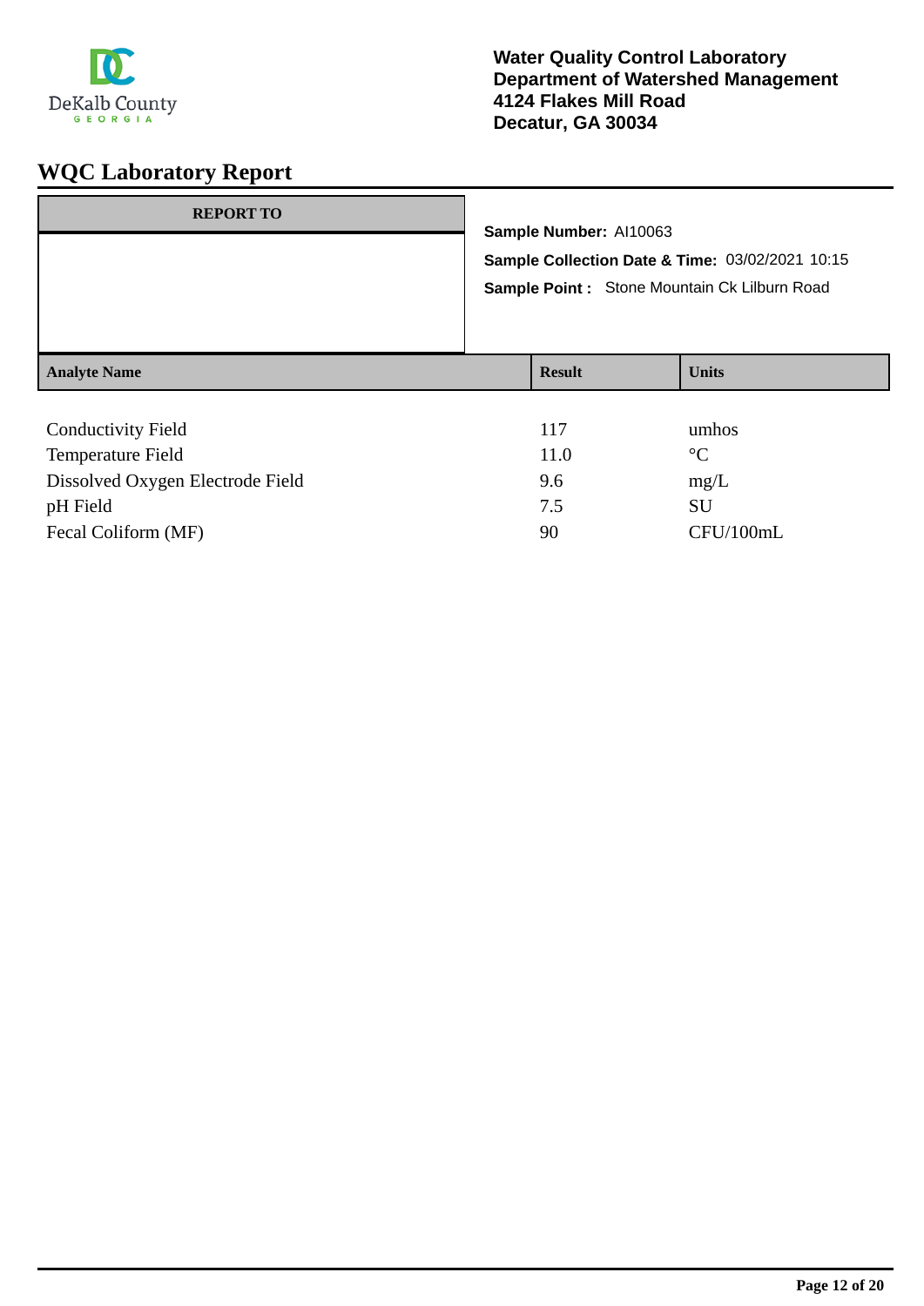DeKalb County
GEORGIA

**Water Quality Control Laboratory**
**Department of Watershed Management**
**4124 Flakes Mill Road**
**Decatur, GA 30034**

# WQC Laboratory Report

| REPORT TO |
|---|
| |

**Sample Number:** AI10063

**Sample Collection Date & Time:** 03/02/2021 10:15

**Sample Point :** Stone Mountain Ck Lilburn Road

| Analyte Name | Result | Units |
|---|---|---|
| Conductivity Field | 117 | umhos |
| Temperature Field | 11.0 | °C |
| Dissolved Oxygen Electrode Field | 9.6 | mg/L |
| pH Field | 7.5 | SU |
| Fecal Coliform (MF) | 90 | CFU/100mL |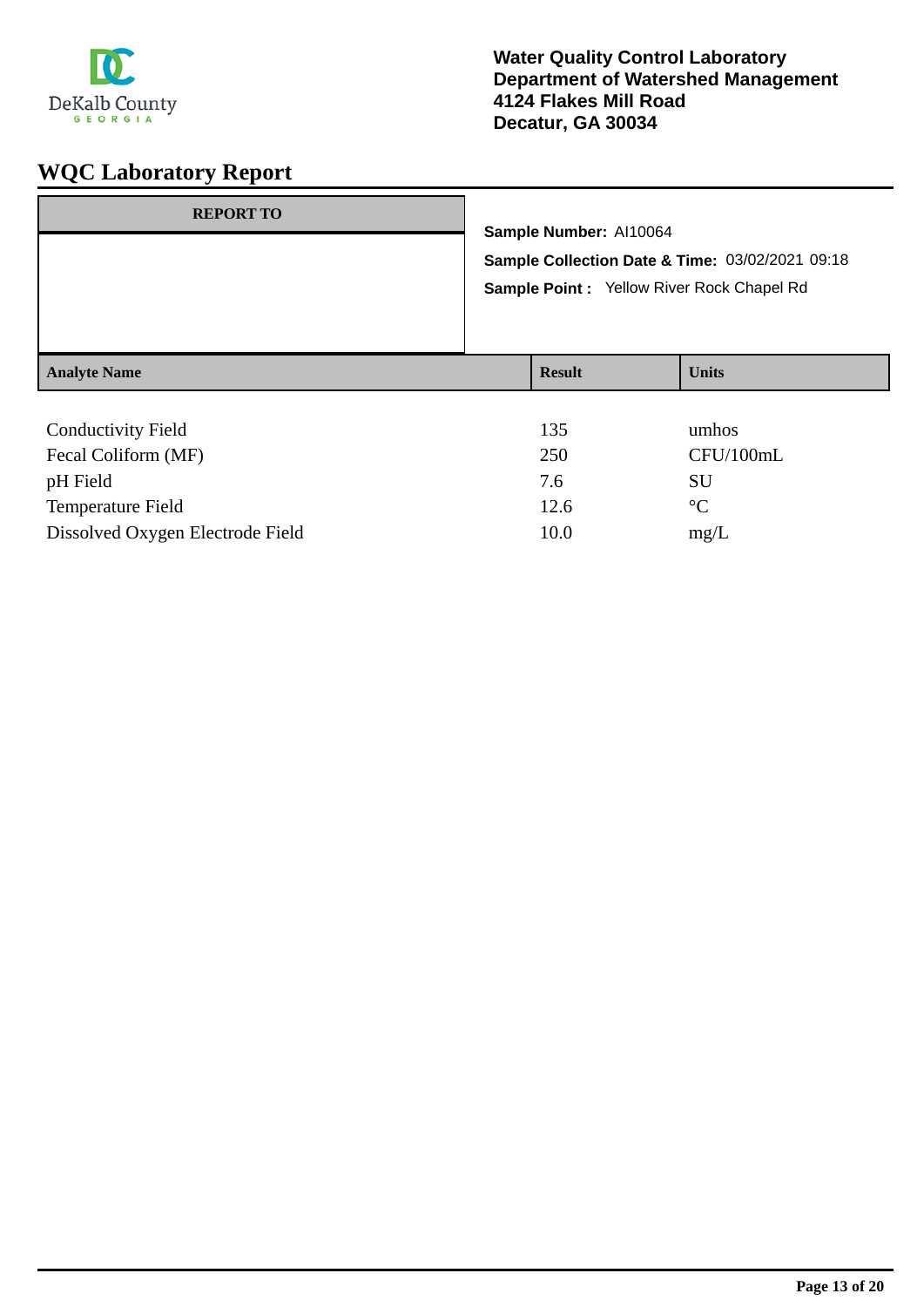DeKalb County GEORGIA

**Water Quality Control Laboratory**
**Department of Watershed Management**
**4124 Flakes Mill Road**
**Decatur, GA 30034**

# WQC Laboratory Report

| REPORT TO |
|---|
| |

**Sample Number:** AI10064

**Sample Collection Date & Time:** 03/02/2021 09:18

**Sample Point :** Yellow River Rock Chapel Rd

| Analyte Name | Result | Units |
|---|---|---|
| Conductivity Field | 135 | umhos |
| Fecal Coliform (MF) | 250 | CFU/100mL |
| pH Field | 7.6 | SU |
| Temperature Field | 12.6 | °C |
| Dissolved Oxygen Electrode Field | 10.0 | mg/L |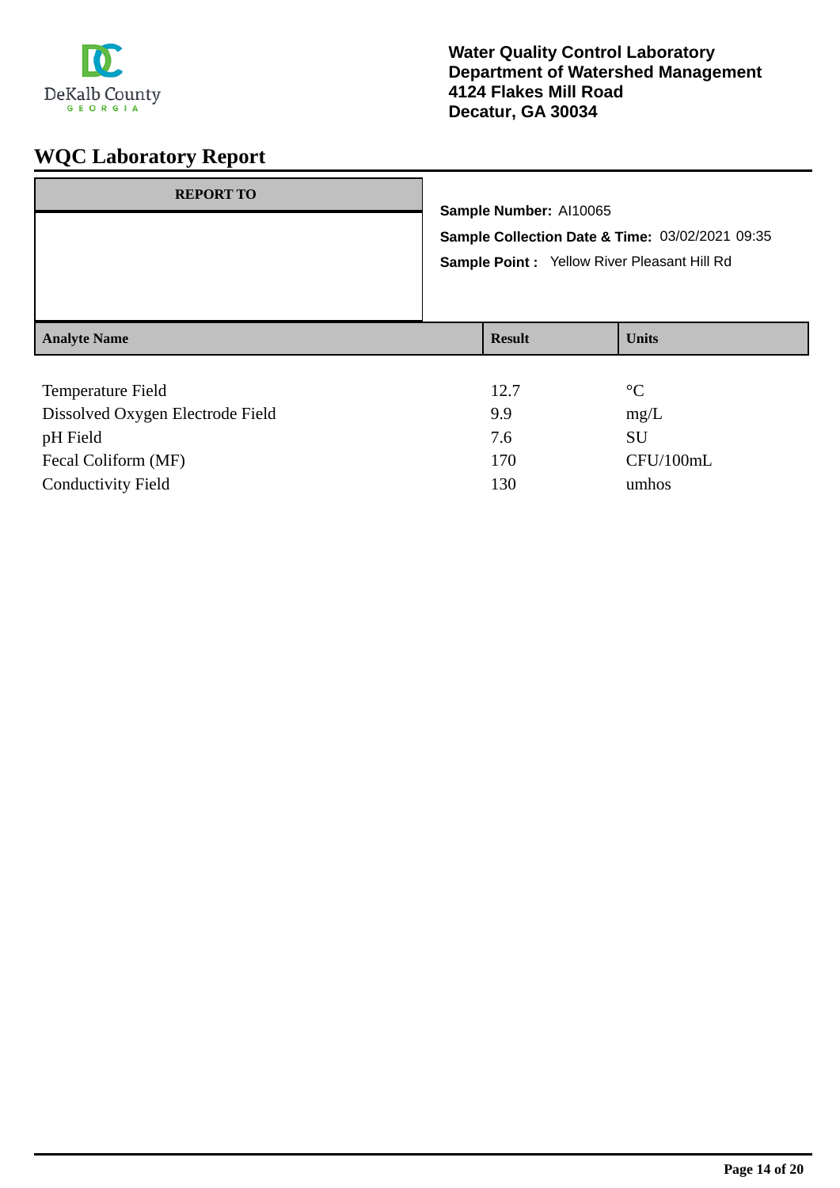DeKalb County
GEORGIA

**Water Quality Control Laboratory**
**Department of Watershed Management**
**4124 Flakes Mill Road**
**Decatur, GA 30034**

# WQC Laboratory Report

| REPORT TO |
|---|
| |

**Sample Number:** AI10065

**Sample Collection Date & Time:** 03/02/2021 09:35

**Sample Point :** Yellow River Pleasant Hill Rd

| Analyte Name | Result | Units |
|---|---|---|
| Temperature Field | 12.7 | °C |
| Dissolved Oxygen Electrode Field | 9.9 | mg/L |
| pH Field | 7.6 | SU |
| Fecal Coliform (MF) | 170 | CFU/100mL |
| Conductivity Field | 130 | umhos |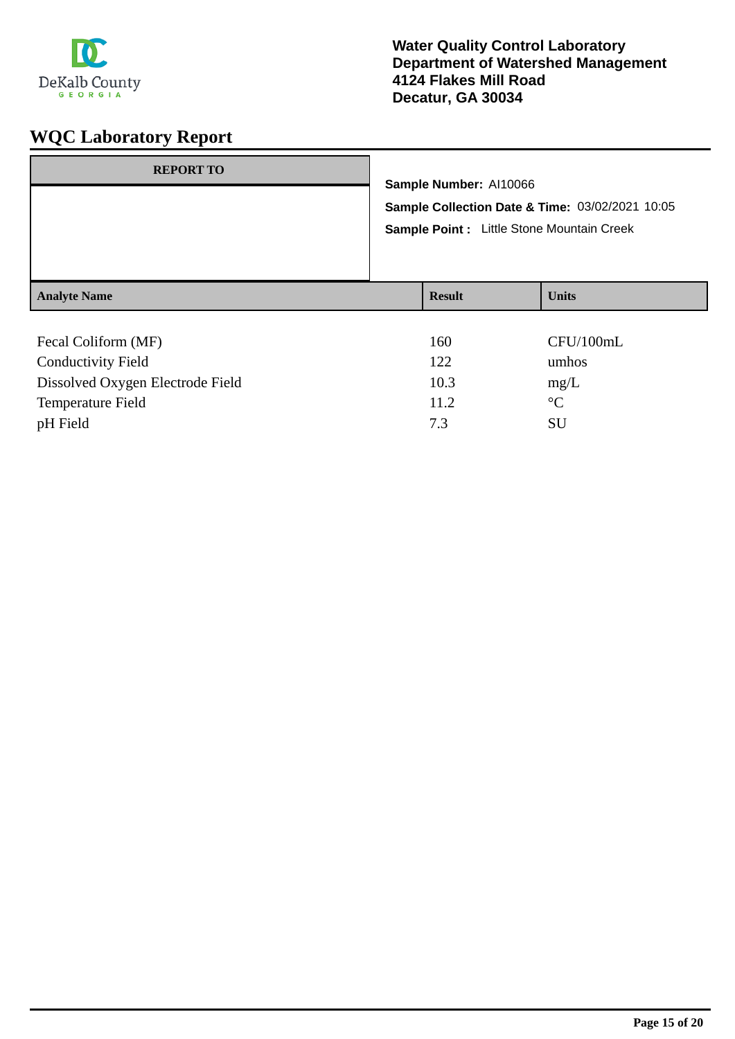**Water Quality Control Laboratory**
**Department of Watershed Management**
**4124 Flakes Mill Road**
**Decatur, GA 30034**

# WQC Laboratory Report

| REPORT TO |
|---|
| |

**Sample Number:** AI10066

**Sample Collection Date & Time:** 03/02/2021 10:05

**Sample Point :** Little Stone Mountain Creek

| Analyte Name | Result | Units |
|---|---|---|
| Fecal Coliform (MF) | 160 | CFU/100mL |
| Conductivity Field | 122 | umhos |
| Dissolved Oxygen Electrode Field | 10.3 | mg/L |
| Temperature Field | 11.2 | °C |
| pH Field | 7.3 | SU |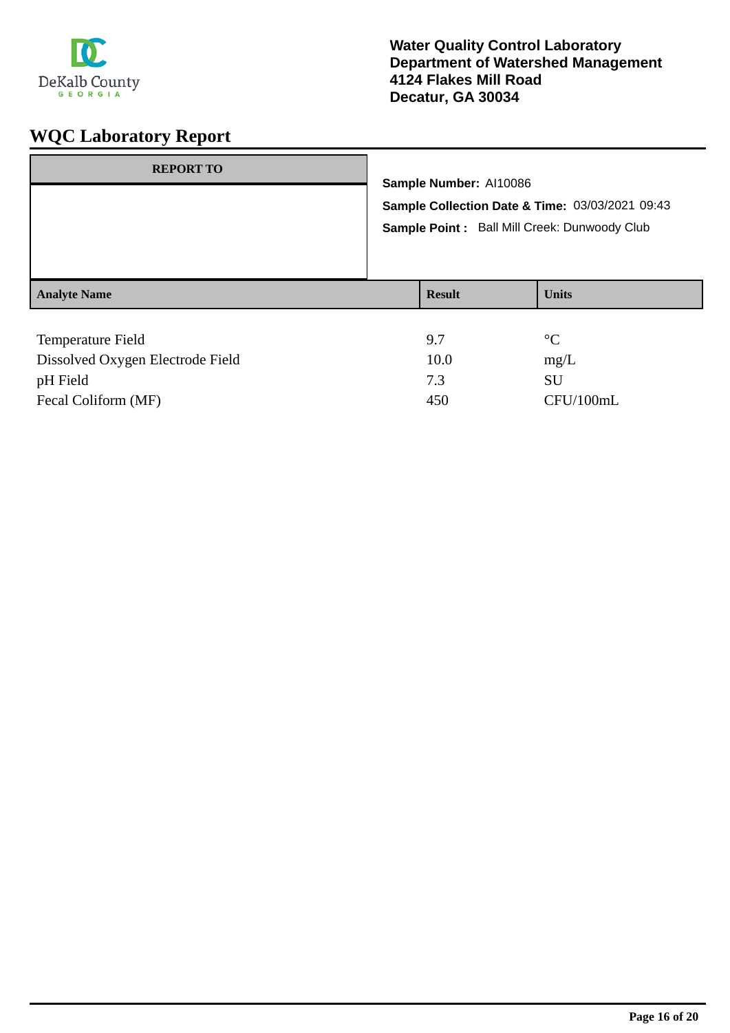DeKalb County GEORGIA

**Water Quality Control Laboratory**
**Department of Watershed Management**
**4124 Flakes Mill Road**
**Decatur, GA 30034**

# WQC Laboratory Report

| REPORT TO |
|---|
| |

**Sample Number:** AI10086

**Sample Collection Date & Time:** 03/03/2021 09:43

**Sample Point :** Ball Mill Creek: Dunwoody Club

| Analyte Name | Result | Units |
|---|---|---|
| Temperature Field | 9.7 | °C |
| Dissolved Oxygen Electrode Field | 10.0 | mg/L |
| pH Field | 7.3 | SU |
| Fecal Coliform (MF) | 450 | CFU/100mL |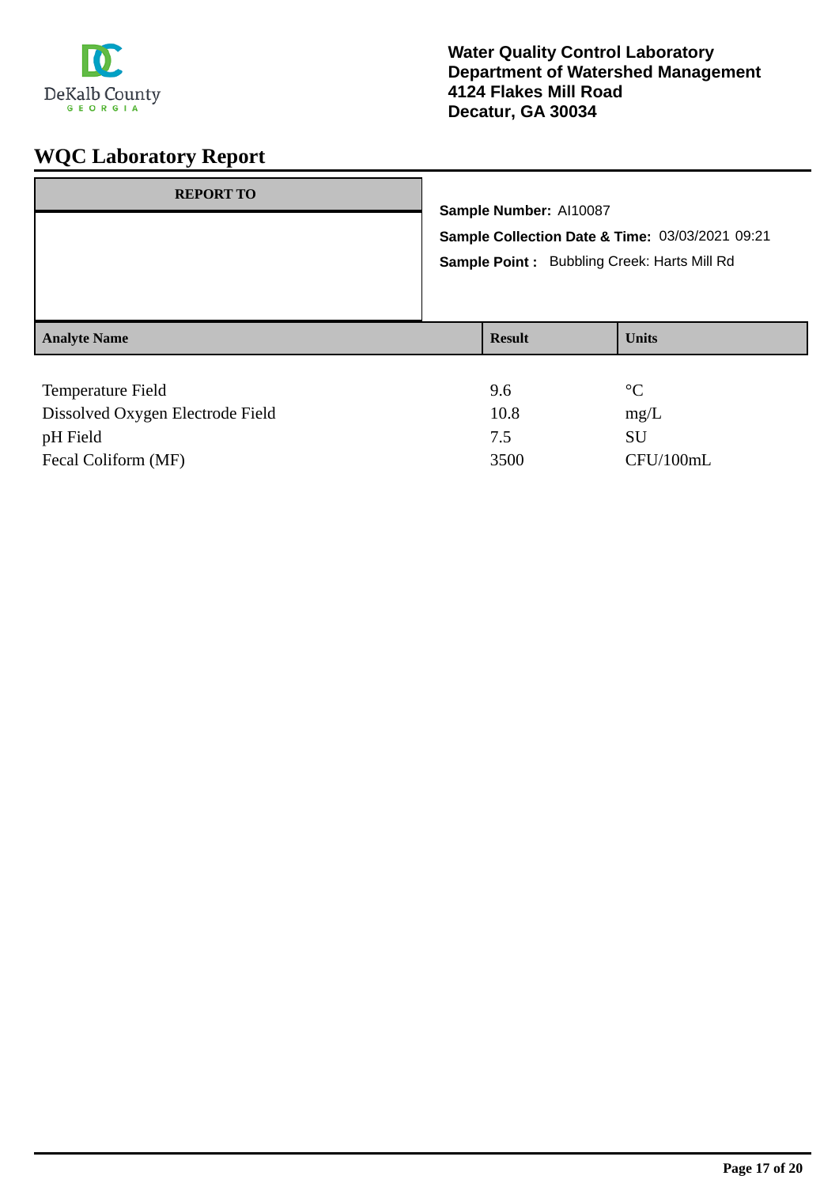DeKalb County
GEORGIA

**Water Quality Control Laboratory**
**Department of Watershed Management**
**4124 Flakes Mill Road**
**Decatur, GA 30034**

# WQC Laboratory Report

| REPORT TO |
| --- |
| |

**Sample Number:** AI10087

**Sample Collection Date & Time:** 03/03/2021 09:21

**Sample Point :** Bubbling Creek: Harts Mill Rd

| Analyte Name | Result | Units |
| --- | --- | --- |
| Temperature Field | 9.6 | °C |
| Dissolved Oxygen Electrode Field | 10.8 | mg/L |
| pH Field | 7.5 | SU |
| Fecal Coliform (MF) | 3500 | CFU/100mL |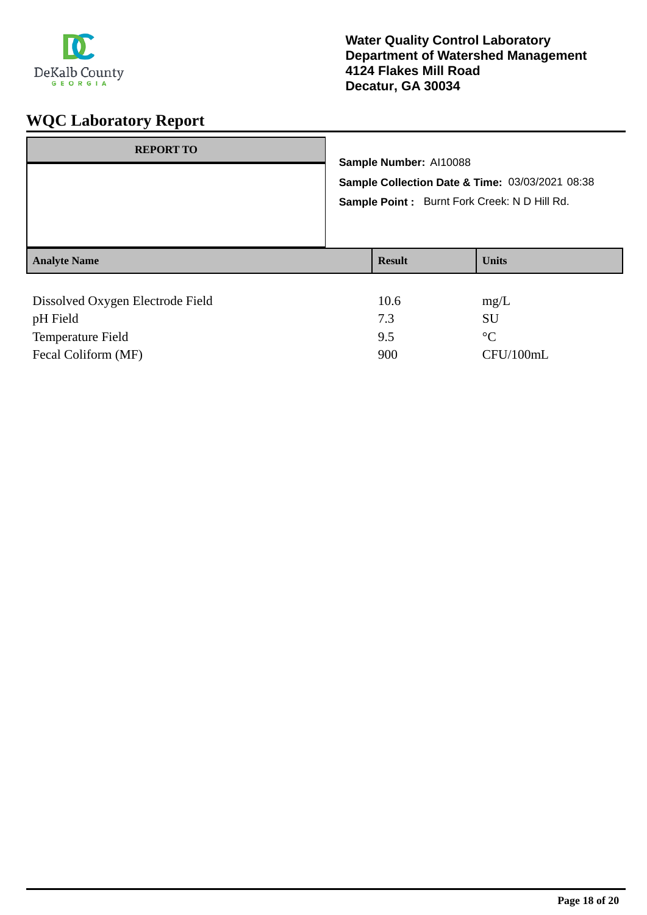DeKalb County
GEORGIA

**Water Quality Control Laboratory**
**Department of Watershed Management**
**4124 Flakes Mill Road**
**Decatur, GA 30034**

# WQC Laboratory Report

| REPORT TO |
|---|
| |

**Sample Number:** AI10088

**Sample Collection Date & Time:** 03/03/2021 08:38

**Sample Point :** Burnt Fork Creek: N D Hill Rd.

| Analyte Name | Result | Units |
|---|---|---|
| Dissolved Oxygen Electrode Field | 10.6 | mg/L |
| pH Field | 7.3 | SU |
| Temperature Field | 9.5 | °C |
| Fecal Coliform (MF) | 900 | CFU/100mL |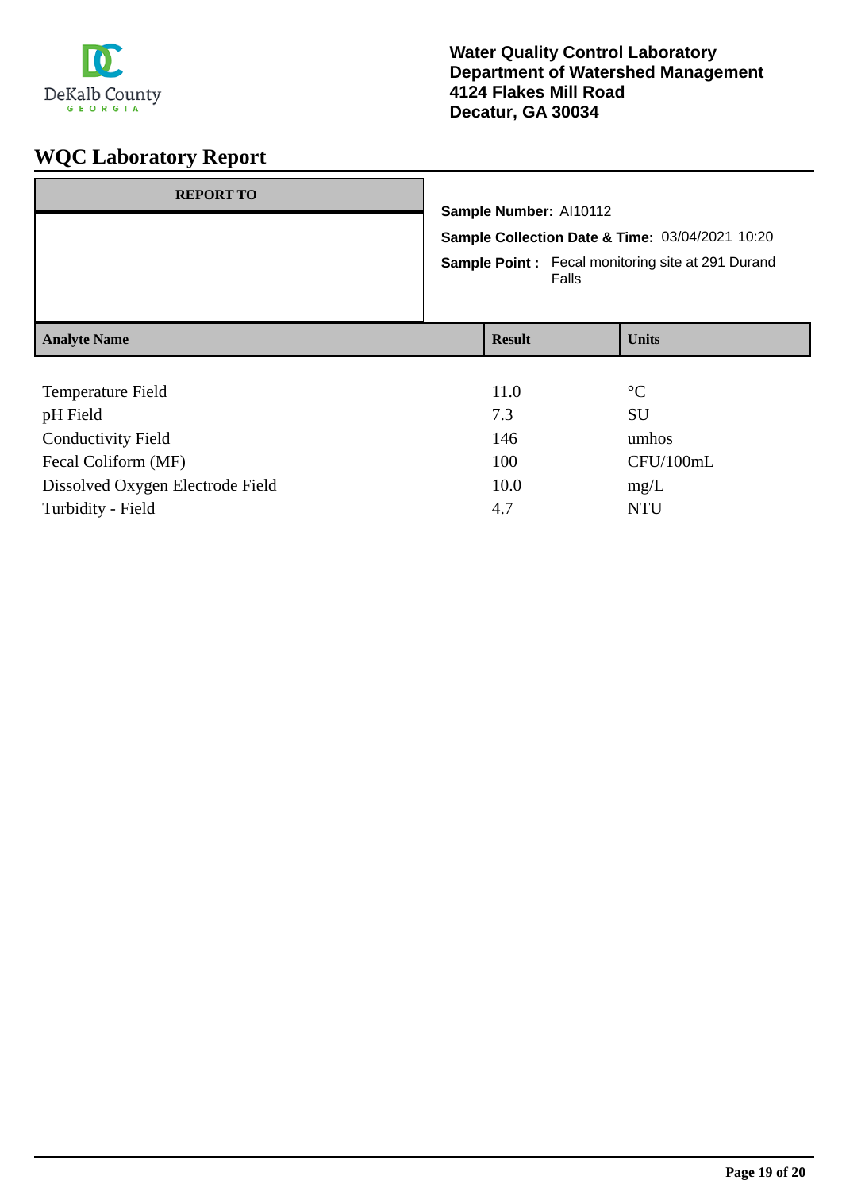DeKalb County GEORGIA

**Water Quality Control Laboratory**
**Department of Watershed Management**
**4124 Flakes Mill Road**
**Decatur, GA 30034**

# WQC Laboratory Report

| REPORT TO |
|---|
| |

**Sample Number:** AI10112

**Sample Collection Date & Time:** 03/04/2021 10:20

**Sample Point :** Fecal monitoring site at 291 Durand Falls

| Analyte Name | Result | Units |
|---|---|---|
| Temperature Field | 11.0 | °C |
| pH Field | 7.3 | SU |
| Conductivity Field | 146 | umhos |
| Fecal Coliform (MF) | 100 | CFU/100mL |
| Dissolved Oxygen Electrode Field | 10.0 | mg/L |
| Turbidity - Field | 4.7 | NTU |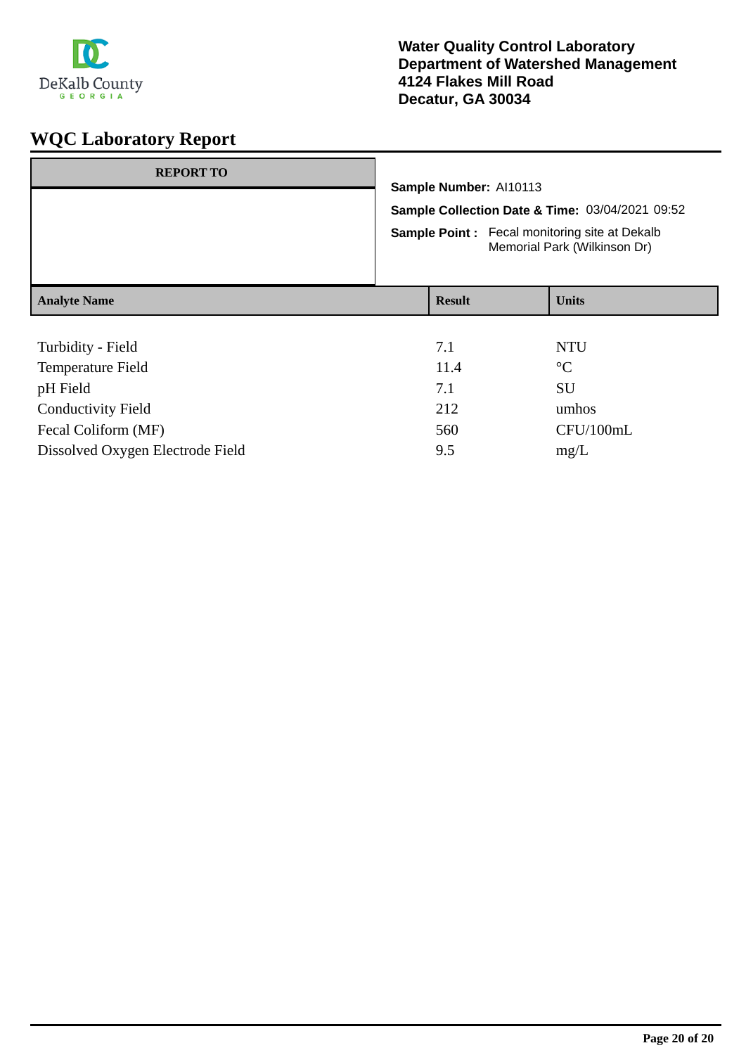**Water Quality Control Laboratory**
**Department of Watershed Management**
**4124 Flakes Mill Road**
**Decatur, GA 30034**

# WQC Laboratory Report

**REPORT TO**

**Sample Number:** AI10113

**Sample Collection Date & Time:** 03/04/2021 09:52

**Sample Point :** Fecal monitoring site at Dekalb Memorial Park (Wilkinson Dr)

| Analyte Name | Result | Units |
|---|---|---|
| Turbidity - Field | 7.1 | NTU |
| Temperature Field | 11.4 | °C |
| pH Field | 7.1 | SU |
| Conductivity Field | 212 | umhos |
| Fecal Coliform (MF) | 560 | CFU/100mL |
| Dissolved Oxygen Electrode Field | 9.5 | mg/L |